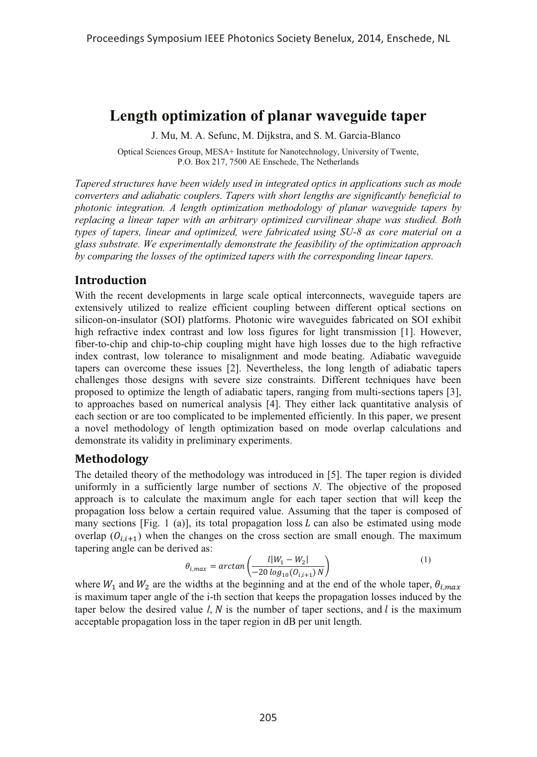# Length optimization of planar waveguide taper

J. Mu, M. A. Sefunc, M. Dijkstra, and S. M. Garcia-Blanco

Optical Sciences Group, MESA+ Institute for Nanotechnology, University of Twente, P.O. Box 217, 7500 AE Enschede, The Netherlands

*Tapered structures have been widely used in integrated optics in applications such as mode converters and adiabatic couplers. Tapers with short lengths are significantly beneficial to photonic integration. A length optimization methodology of planar waveguide tapers by replacing a linear taper with an arbitrary optimized curvilinear shape was studied. Both types of tapers, linear and optimized, were fabricated using SU-8 as core material on a glass substrate. We experimentally demonstrate the feasibility of the optimization approach by comparing the losses of the optimized tapers with the corresponding linear tapers.*

## Introduction

With the recent developments in large scale optical interconnects, waveguide tapers are extensively utilized to realize efficient coupling between different optical sections on silicon-on-insulator (SOI) platforms. Photonic wire waveguides fabricated on SOI exhibit high refractive index contrast and low loss figures for light transmission [1]. However, fiber-to-chip and chip-to-chip coupling might have high losses due to the high refractive index contrast, low tolerance to misalignment and mode beating. Adiabatic waveguide tapers can overcome these issues [2]. Nevertheless, the long length of adiabatic tapers challenges those designs with severe size constraints. Different techniques have been proposed to optimize the length of adiabatic tapers, ranging from multi-sections tapers [3], to approaches based on numerical analysis [4]. They either lack quantitative analysis of each section or are too complicated to be implemented efficiently. In this paper, we present a novel methodology of length optimization based on mode overlap calculations and demonstrate its validity in preliminary experiments.

## Methodology

The detailed theory of the methodology was introduced in [5]. The taper region is divided uniformly in a sufficiently large number of sections *N*. The objective of the proposed approach is to calculate the maximum angle for each taper section that will keep the propagation loss below a certain required value. Assuming that the taper is composed of many sections [Fig. 1 (a)], its total propagation loss $L$ can also be estimated using mode overlap ($O_{i,i+1}$) when the changes on the cross section are small enough. The maximum tapering angle can be derived as:

$$\theta_{i,max} = arctan\left(\frac{l|W_1 - W_2|}{-20\,log_{10}(O_{i,i+1})\,N}\right) \tag{1}$$

where $W_1$ and $W_2$ are the widths at the beginning and at the end of the whole taper, $\theta_{i,max}$ is maximum taper angle of the i-th section that keeps the propagation losses induced by the taper below the desired value $l$, $N$ is the number of taper sections, and $l$ is the maximum acceptable propagation loss in the taper region in dB per unit length.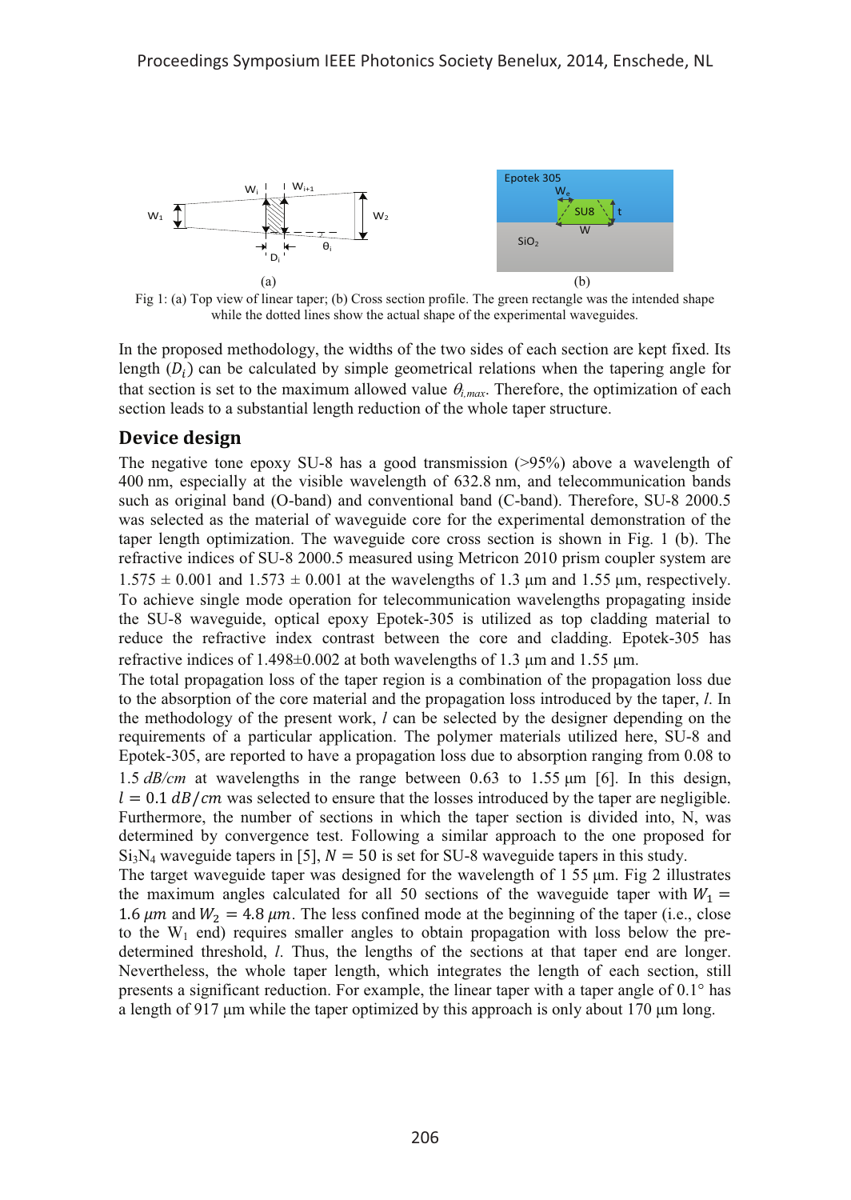Fig 1: (a) Top view of linear taper; (b) Cross section profile. The green rectangle was the intended shape while the dotted lines show the actual shape of the experimental waveguides.

In the proposed methodology, the widths of the two sides of each section are kept fixed. Its length ($D_i$) can be calculated by simple geometrical relations when the tapering angle for that section is set to the maximum allowed value $\theta_{i,max}$. Therefore, the optimization of each section leads to a substantial length reduction of the whole taper structure.

## Device design

The negative tone epoxy SU-8 has a good transmission (>95%) above a wavelength of 400 nm, especially at the visible wavelength of 632.8 nm, and telecommunication bands such as original band (O-band) and conventional band (C-band). Therefore, SU-8 2000.5 was selected as the material of waveguide core for the experimental demonstration of the taper length optimization. The waveguide core cross section is shown in Fig. 1 (b). The refractive indices of SU-8 2000.5 measured using Metricon 2010 prism coupler system are 1.575 ± 0.001 and 1.573 ± 0.001 at the wavelengths of 1.3 µm and 1.55 µm, respectively. To achieve single mode operation for telecommunication wavelengths propagating inside the SU-8 waveguide, optical epoxy Epotek-305 is utilized as top cladding material to reduce the refractive index contrast between the core and cladding. Epotek-305 has refractive indices of 1.498±0.002 at both wavelengths of 1.3 µm and 1.55 µm.

The total propagation loss of the taper region is a combination of the propagation loss due to the absorption of the core material and the propagation loss introduced by the taper, *l*. In the methodology of the present work, *l* can be selected by the designer depending on the requirements of a particular application. The polymer materials utilized here, SU-8 and Epotek-305, are reported to have a propagation loss due to absorption ranging from 0.08 to 1.5 *dB/cm* at wavelengths in the range between 0.63 to 1.55 µm [6]. In this design, $l = 0.1\ dB/cm$ was selected to ensure that the losses introduced by the taper are negligible. Furthermore, the number of sections in which the taper section is divided into, N, was determined by convergence test. Following a similar approach to the one proposed for $Si_3N_4$ waveguide tapers in [5], $N = 50$ is set for SU-8 waveguide tapers in this study.

The target waveguide taper was designed for the wavelength of 1 55 µm. Fig 2 illustrates the maximum angles calculated for all 50 sections of the waveguide taper with $W_1 = 1.6\ \mu m$ and $W_2 = 4.8\ \mu m$. The less confined mode at the beginning of the taper (i.e., close to the $W_1$ end) requires smaller angles to obtain propagation with loss below the pre-determined threshold, *l*. Thus, the lengths of the sections at that taper end are longer. Nevertheless, the whole taper length, which integrates the length of each section, still presents a significant reduction. For example, the linear taper with a taper angle of 0.1° has a length of 917 µm while the taper optimized by this approach is only about 170 µm long.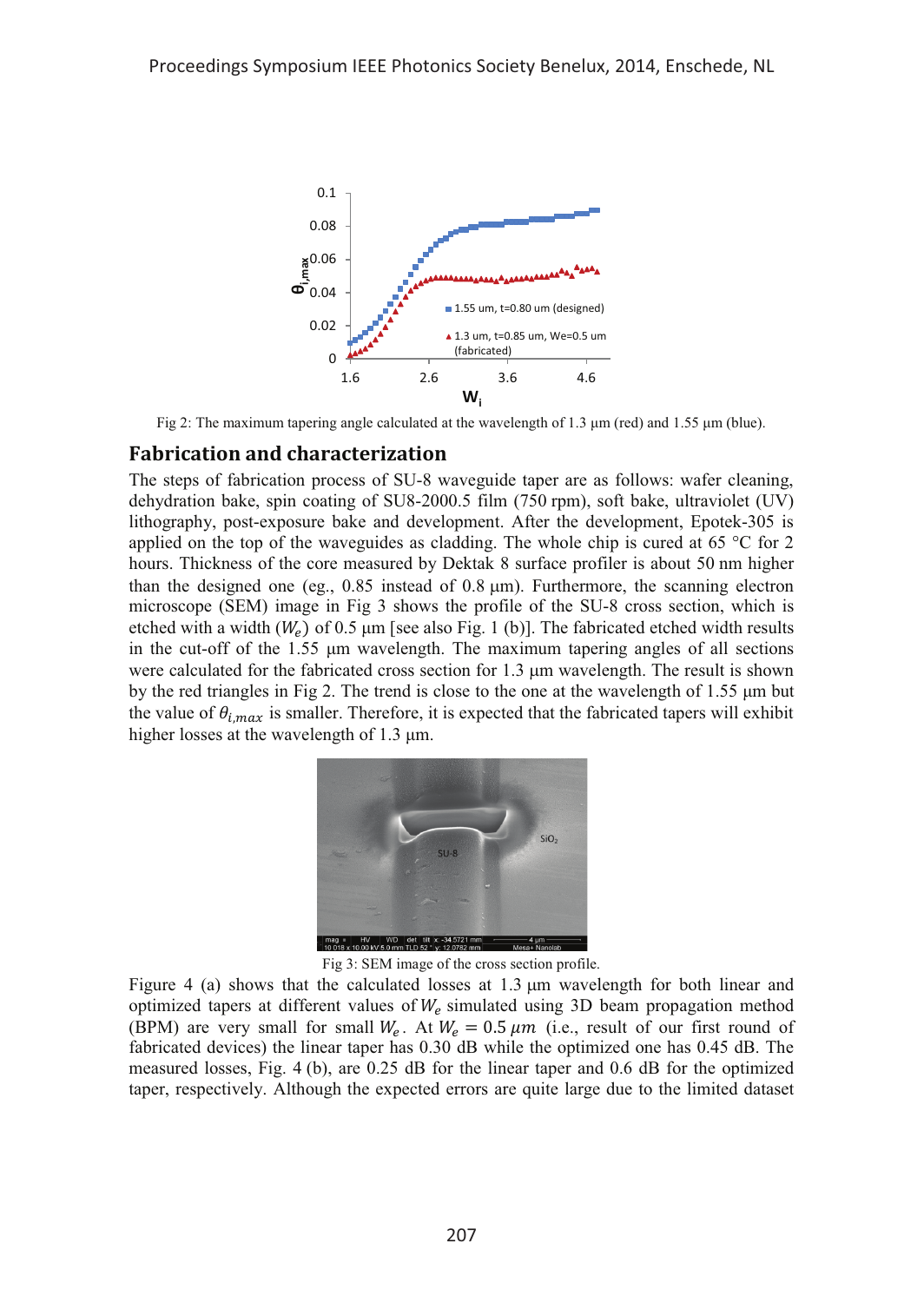Fig 2: The maximum tapering angle calculated at the wavelength of 1.3 µm (red) and 1.55 µm (blue).

## Fabrication and characterization

The steps of fabrication process of SU-8 waveguide taper are as follows: wafer cleaning, dehydration bake, spin coating of SU8-2000.5 film (750 rpm), soft bake, ultraviolet (UV) lithography, post-exposure bake and development. After the development, Epotek-305 is applied on the top of the waveguides as cladding. The whole chip is cured at 65 °C for 2 hours. Thickness of the core measured by Dektak 8 surface profiler is about 50 nm higher than the designed one (eg., 0.85 instead of 0.8 µm). Furthermore, the scanning electron microscope (SEM) image in Fig 3 shows the profile of the SU-8 cross section, which is etched with a width ($W_e$) of 0.5 µm [see also Fig. 1 (b)]. The fabricated etched width results in the cut-off of the 1.55 µm wavelength. The maximum tapering angles of all sections were calculated for the fabricated cross section for 1.3 µm wavelength. The result is shown by the red triangles in Fig 2. The trend is close to the one at the wavelength of 1.55 µm but the value of $\theta_{i,max}$ is smaller. Therefore, it is expected that the fabricated tapers will exhibit higher losses at the wavelength of 1.3 µm.

Fig 3: SEM image of the cross section profile.

Figure 4 (a) shows that the calculated losses at 1.3 µm wavelength for both linear and optimized tapers at different values of $W_e$ simulated using 3D beam propagation method (BPM) are very small for small $W_e$. At $W_e = 0.5\ \mu m$ (i.e., result of our first round of fabricated devices) the linear taper has 0.30 dB while the optimized one has 0.45 dB. The measured losses, Fig. 4 (b), are 0.25 dB for the linear taper and 0.6 dB for the optimized taper, respectively. Although the expected errors are quite large due to the limited dataset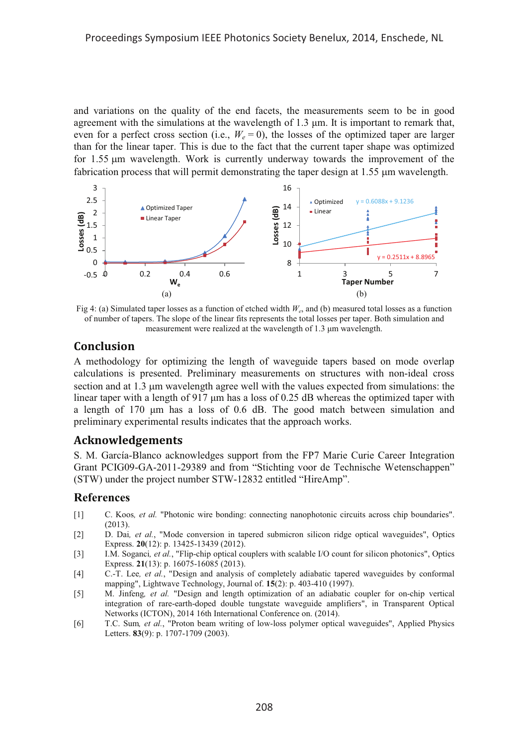and variations on the quality of the end facets, the measurements seem to be in good agreement with the simulations at the wavelength of 1.3 µm. It is important to remark that, even for a perfect cross section (i.e., $W_e = 0$), the losses of the optimized taper are larger than for the linear taper. This is due to the fact that the current taper shape was optimized for 1.55 µm wavelength. Work is currently underway towards the improvement of the fabrication process that will permit demonstrating the taper design at 1.55 µm wavelength.

Losses (dB)
3
2.5
2
1.5
1
0.5
0
-0.5
0
0.2
0.4
0.6
$W_e$
Optimized Taper
Linear Taper
(a)

Losses (dB)
16
14
12
10
8
1
3
5
7
Taper Number
Optimized
Linear
y = 0.6088x + 9.1236
y = 0.2511x + 8.8965
(b)

Fig 4: (a) Simulated taper losses as a function of etched width $W_e$, and (b) measured total losses as a function of number of tapers. The slope of the linear fits represents the total losses per taper. Both simulation and measurement were realized at the wavelength of 1.3 µm wavelength.

## Conclusion

A methodology for optimizing the length of waveguide tapers based on mode overlap calculations is presented. Preliminary measurements on structures with non-ideal cross section and at 1.3 µm wavelength agree well with the values expected from simulations: the linear taper with a length of 917 µm has a loss of 0.25 dB whereas the optimized taper with a length of 170 µm has a loss of 0.6 dB. The good match between simulation and preliminary experimental results indicates that the approach works.

## Acknowledgements

S. M. García-Blanco acknowledges support from the FP7 Marie Curie Career Integration Grant PCIG09-GA-2011-29389 and from "Stichting voor de Technische Wetenschappen" (STW) under the project number STW-12832 entitled "HireAmp".

## References

[1] C. Koos, *et al.* "Photonic wire bonding: connecting nanophotonic circuits across chip boundaries". (2013).

[2] D. Dai, *et al.*, "Mode conversion in tapered submicron silicon ridge optical waveguides", Optics Express. **20**(12): p. 13425-13439 (2012).

[3] I.M. Soganci, *et al.*, "Flip-chip optical couplers with scalable I/O count for silicon photonics", Optics Express. **21**(13): p. 16075-16085 (2013).

[4] C.-T. Lee, *et al.*, "Design and analysis of completely adiabatic tapered waveguides by conformal mapping", Lightwave Technology, Journal of. **15**(2): p. 403-410 (1997).

[5] M. Jinfeng, *et al.* "Design and length optimization of an adiabatic coupler for on-chip vertical integration of rare-earth-doped double tungstate waveguide amplifiers", in Transparent Optical Networks (ICTON), 2014 16th International Conference on. (2014).

[6] T.C. Sum, *et al.*, "Proton beam writing of low-loss polymer optical waveguides", Applied Physics Letters. **83**(9): p. 1707-1709 (2003).